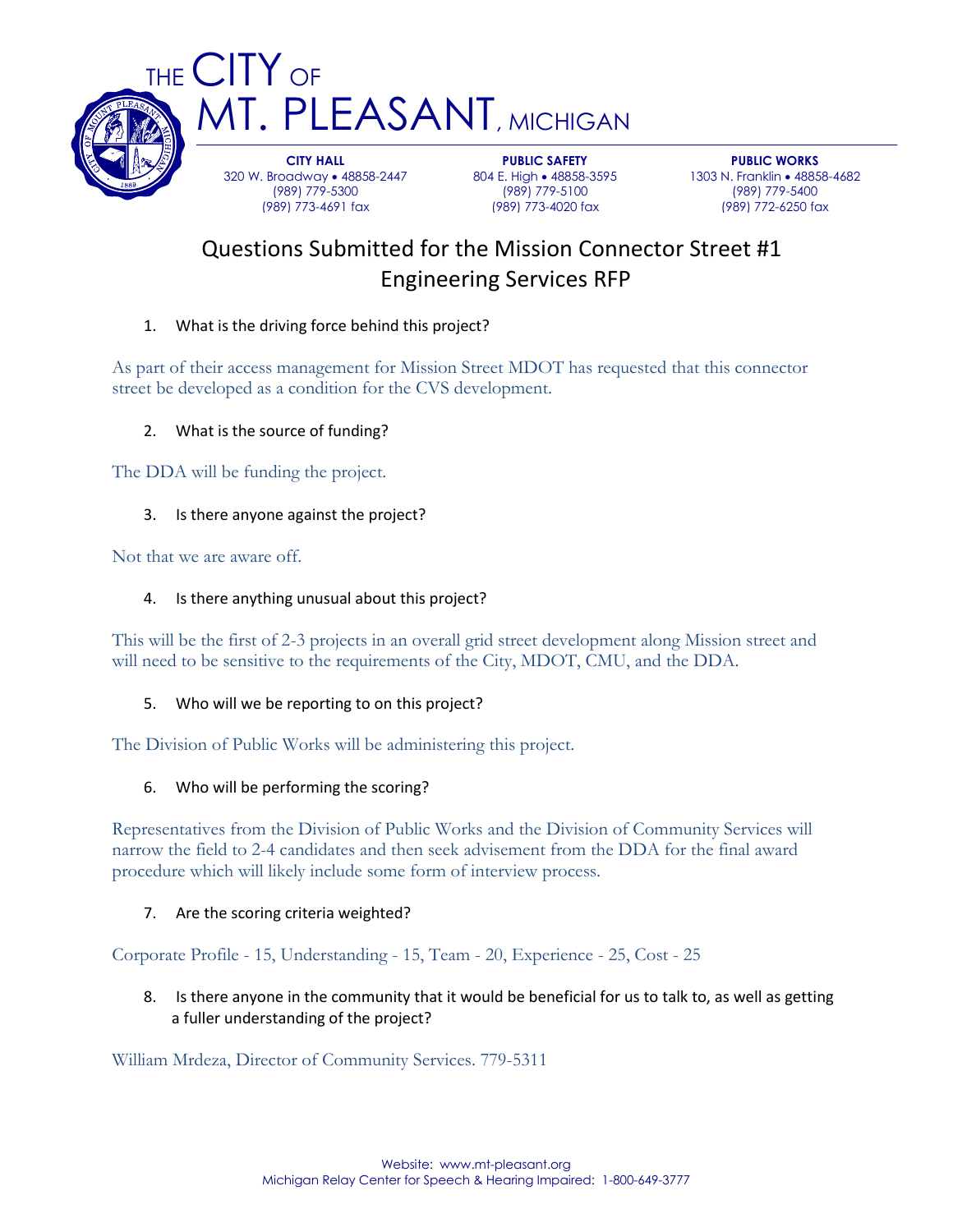# THE CITY OF MT. PLEASANT, MICHIGAN

**CITY HALL**
320 W. Broadway • 48858-2447
(989) 779-5300
(989) 773-4691 fax

**PUBLIC SAFETY**
804 E. High • 48858-3595
(989) 779-5100
(989) 773-4020 fax

**PUBLIC WORKS**
1303 N. Franklin • 48858-4682
(989) 779-5400
(989) 772-6250 fax

## Questions Submitted for the Mission Connector Street #1 Engineering Services RFP

1. What is the driving force behind this project?

As part of their access management for Mission Street MDOT has requested that this connector street be developed as a condition for the CVS development.

2. What is the source of funding?

The DDA will be funding the project.

3. Is there anyone against the project?

Not that we are aware off.

4. Is there anything unusual about this project?

This will be the first of 2-3 projects in an overall grid street development along Mission street and will need to be sensitive to the requirements of the City, MDOT, CMU, and the DDA.

5. Who will we be reporting to on this project?

The Division of Public Works will be administering this project.

6. Who will be performing the scoring?

Representatives from the Division of Public Works and the Division of Community Services will narrow the field to 2-4 candidates and then seek advisement from the DDA for the final award procedure which will likely include some form of interview process.

7. Are the scoring criteria weighted?

Corporate Profile - 15, Understanding - 15, Team - 20, Experience - 25, Cost - 25

8. Is there anyone in the community that it would be beneficial for us to talk to, as well as getting a fuller understanding of the project?

William Mrdeza, Director of Community Services. 779-5311

Website: www.mt-pleasant.org
Michigan Relay Center for Speech & Hearing Impaired: 1-800-649-3777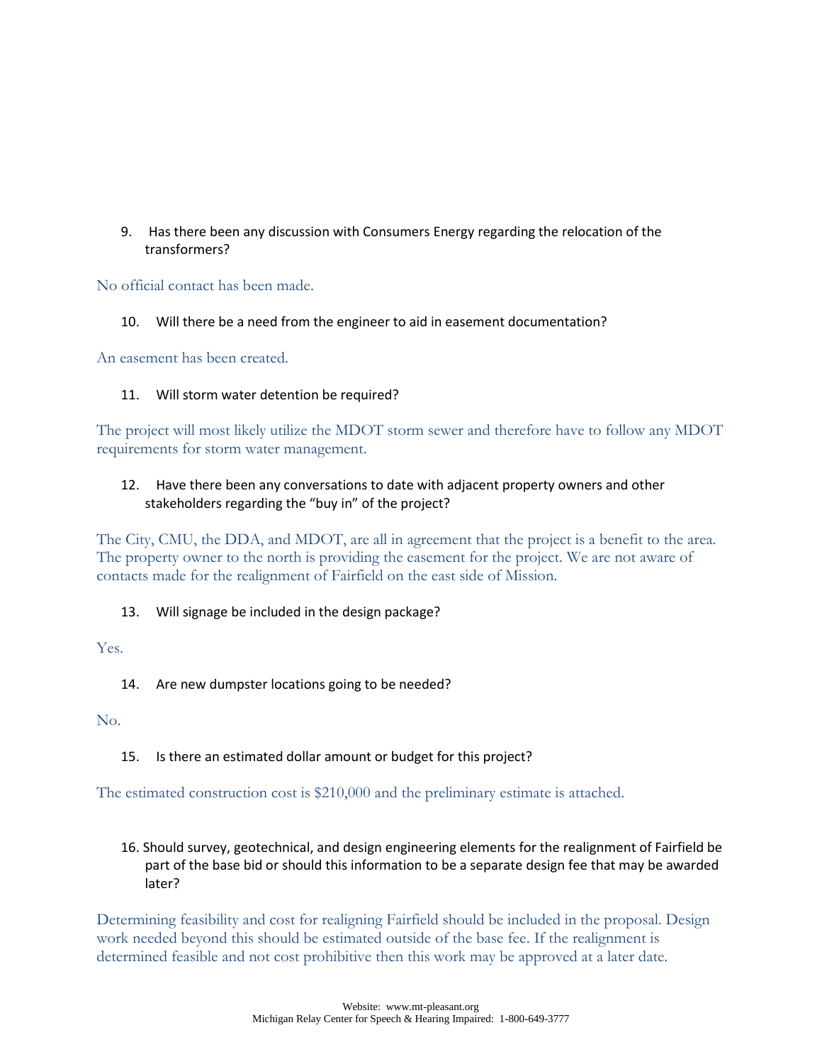9. Has there been any discussion with Consumers Energy regarding the relocation of the transformers?

No official contact has been made.

10. Will there be a need from the engineer to aid in easement documentation?

An easement has been created.

11. Will storm water detention be required?

The project will most likely utilize the MDOT storm sewer and therefore have to follow any MDOT requirements for storm water management.

12. Have there been any conversations to date with adjacent property owners and other stakeholders regarding the "buy in" of the project?

The City, CMU, the DDA, and MDOT, are all in agreement that the project is a benefit to the area. The property owner to the north is providing the easement for the project. We are not aware of contacts made for the realignment of Fairfield on the east side of Mission.

13. Will signage be included in the design package?

Yes.

14. Are new dumpster locations going to be needed?

No.

15. Is there an estimated dollar amount or budget for this project?

The estimated construction cost is $210,000 and the preliminary estimate is attached.

16. Should survey, geotechnical, and design engineering elements for the realignment of Fairfield be part of the base bid or should this information to be a separate design fee that may be awarded later?

Determining feasibility and cost for realigning Fairfield should be included in the proposal. Design work needed beyond this should be estimated outside of the base fee. If the realignment is determined feasible and not cost prohibitive then this work may be approved at a later date.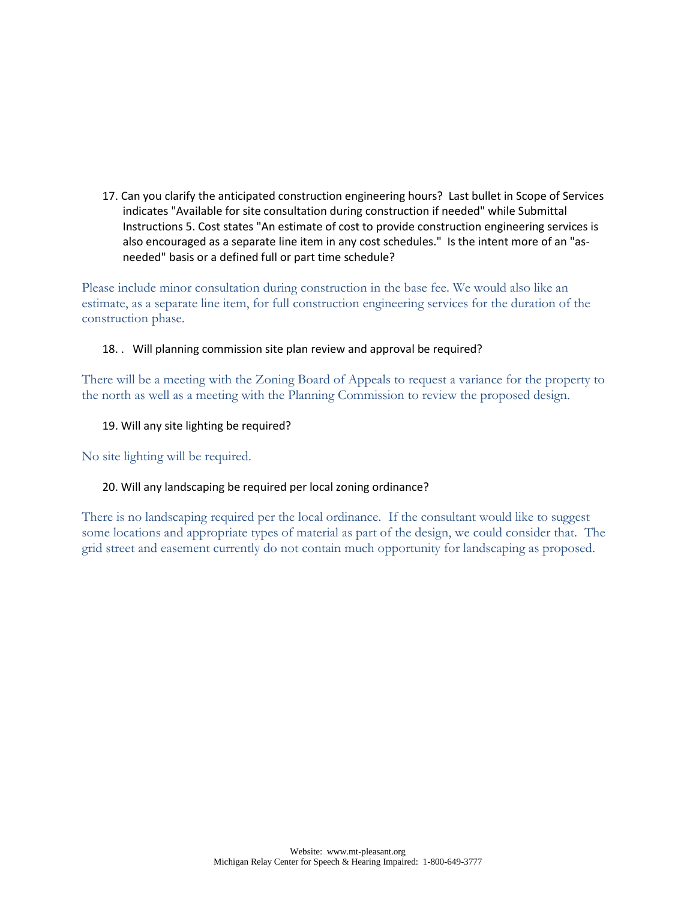17. Can you clarify the anticipated construction engineering hours? Last bullet in Scope of Services indicates "Available for site consultation during construction if needed" while Submittal Instructions 5. Cost states "An estimate of cost to provide construction engineering services is also encouraged as a separate line item in any cost schedules." Is the intent more of an "as-needed" basis or a defined full or part time schedule?

Please include minor consultation during construction in the base fee. We would also like an estimate, as a separate line item, for full construction engineering services for the duration of the construction phase.

18. . Will planning commission site plan review and approval be required?

There will be a meeting with the Zoning Board of Appeals to request a variance for the property to the north as well as a meeting with the Planning Commission to review the proposed design.

19. Will any site lighting be required?

No site lighting will be required.

20. Will any landscaping be required per local zoning ordinance?

There is no landscaping required per the local ordinance. If the consultant would like to suggest some locations and appropriate types of material as part of the design, we could consider that. The grid street and easement currently do not contain much opportunity for landscaping as proposed.

Website: www.mt-pleasant.org
Michigan Relay Center for Speech & Hearing Impaired: 1-800-649-3777